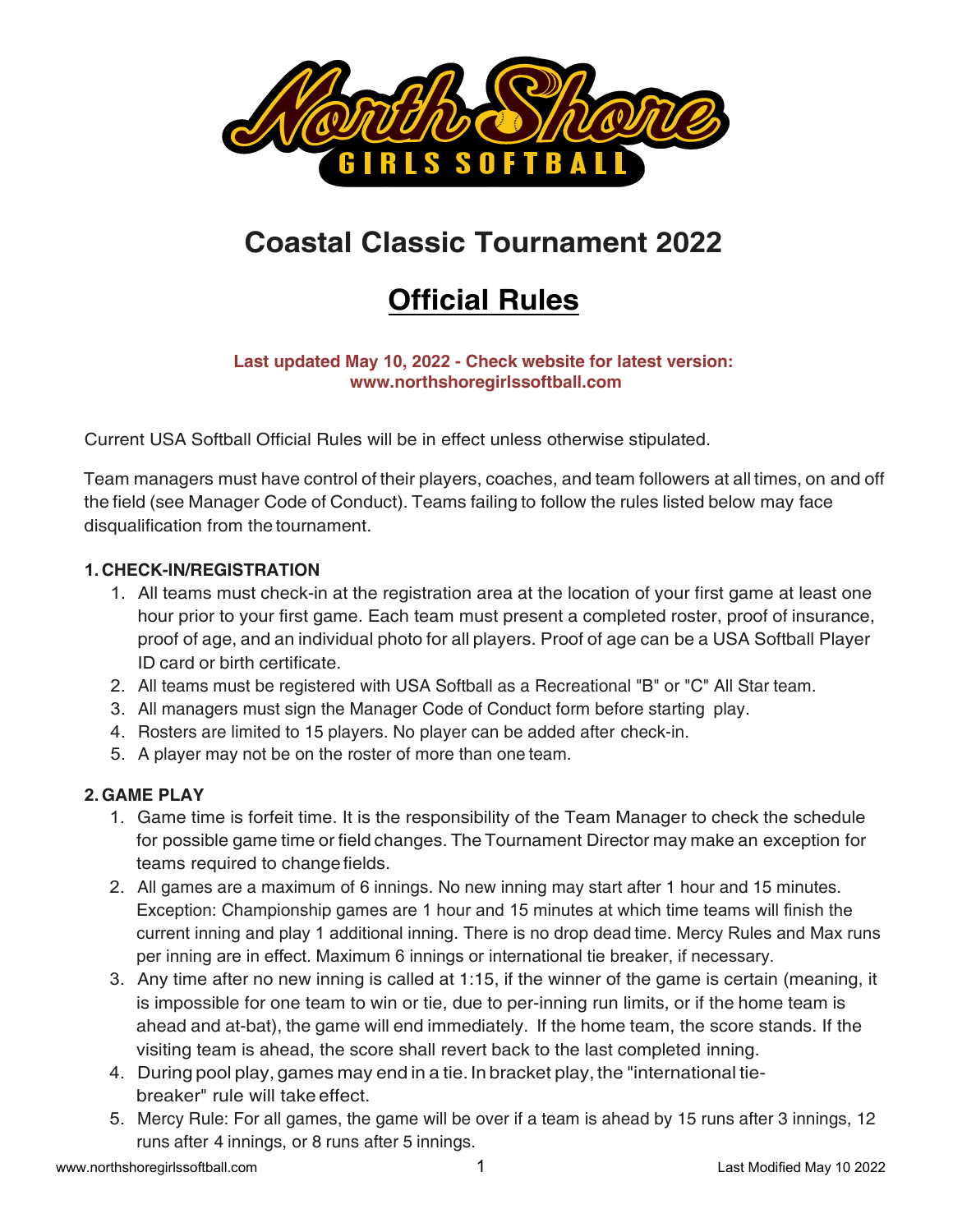# Coastal Classic Tournament 2022

## Official Rules

**Last updated May 10, 2022 - Check website for latest version: www.northshoregirlssoftball.com**

Current USA Softball Official Rules will be in effect unless otherwise stipulated.

Team managers must have control of their players, coaches, and team followers at all times, on and off the field (see Manager Code of Conduct). Teams failing to follow the rules listed below may face disqualification from the tournament.

### 1. CHECK-IN/REGISTRATION

1. All teams must check-in at the registration area at the location of your first game at least one hour prior to your first game. Each team must present a completed roster, proof of insurance, proof of age, and an individual photo for all players. Proof of age can be a USA Softball Player ID card or birth certificate.
2. All teams must be registered with USA Softball as a Recreational "B" or "C" All Star team.
3. All managers must sign the Manager Code of Conduct form before starting play.
4. Rosters are limited to 15 players. No player can be added after check-in.
5. A player may not be on the roster of more than one team.

### 2. GAME PLAY

1. Game time is forfeit time. It is the responsibility of the Team Manager to check the schedule for possible game time or field changes. The Tournament Director may make an exception for teams required to change fields.
2. All games are a maximum of 6 innings. No new inning may start after 1 hour and 15 minutes. Exception: Championship games are 1 hour and 15 minutes at which time teams will finish the current inning and play 1 additional inning. There is no drop dead time. Mercy Rules and Max runs per inning are in effect. Maximum 6 innings or international tie breaker, if necessary.
3. Any time after no new inning is called at 1:15, if the winner of the game is certain (meaning, it is impossible for one team to win or tie, due to per-inning run limits, or if the home team is ahead and at-bat), the game will end immediately. If the home team, the score stands. If the visiting team is ahead, the score shall revert back to the last completed inning.
4. During pool play, games may end in a tie. In bracket play, the "international tie-breaker" rule will take effect.
5. Mercy Rule: For all games, the game will be over if a team is ahead by 15 runs after 3 innings, 12 runs after 4 innings, or 8 runs after 5 innings.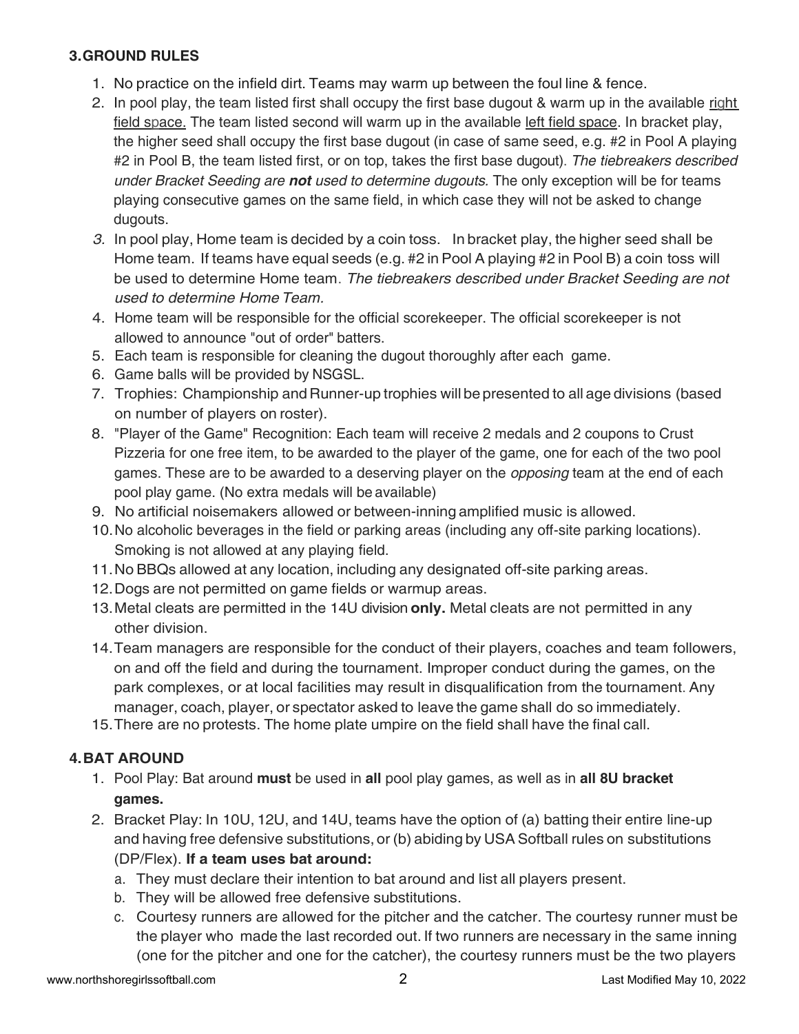## 3. GROUND RULES

1. No practice on the infield dirt. Teams may warm up between the foul line & fence.
2. In pool play, the team listed first shall occupy the first base dugout & warm up in the available right field space. The team listed second will warm up in the available left field space. In bracket play, the higher seed shall occupy the first base dugout (in case of same seed, e.g. #2 in Pool A playing #2 in Pool B, the team listed first, or on top, takes the first base dugout). *The tiebreakers described under Bracket Seeding are **not** used to determine dugouts*. The only exception will be for teams playing consecutive games on the same field, in which case they will not be asked to change dugouts.
3. In pool play, Home team is decided by a coin toss. In bracket play, the higher seed shall be Home team. If teams have equal seeds (e.g. #2 in Pool A playing #2 in Pool B) a coin toss will be used to determine Home team. *The tiebreakers described under Bracket Seeding are not used to determine Home Team*.
4. Home team will be responsible for the official scorekeeper. The official scorekeeper is not allowed to announce "out of order" batters.
5. Each team is responsible for cleaning the dugout thoroughly after each game.
6. Game balls will be provided by NSGSL.
7. Trophies: Championship and Runner-up trophies will be presented to all age divisions (based on number of players on roster).
8. "Player of the Game" Recognition: Each team will receive 2 medals and 2 coupons to Crust Pizzeria for one free item, to be awarded to the player of the game, one for each of the two pool games. These are to be awarded to a deserving player on the *opposing* team at the end of each pool play game. (No extra medals will be available)
9. No artificial noisemakers allowed or between-inning amplified music is allowed.
10. No alcoholic beverages in the field or parking areas (including any off-site parking locations). Smoking is not allowed at any playing field.
11. No BBQs allowed at any location, including any designated off-site parking areas.
12. Dogs are not permitted on game fields or warmup areas.
13. Metal cleats are permitted in the 14U division **only.** Metal cleats are not permitted in any other division.
14. Team managers are responsible for the conduct of their players, coaches and team followers, on and off the field and during the tournament. Improper conduct during the games, on the park complexes, or at local facilities may result in disqualification from the tournament. Any manager, coach, player, or spectator asked to leave the game shall do so immediately.
15. There are no protests. The home plate umpire on the field shall have the final call.

## 4. BAT AROUND

1. Pool Play: Bat around **must** be used in **all** pool play games, as well as in **all 8U bracket games.**
2. Bracket Play: In 10U, 12U, and 14U, teams have the option of (a) batting their entire line-up and having free defensive substitutions, or (b) abiding by USA Softball rules on substitutions (DP/Flex). **If a team uses bat around:**
   a. They must declare their intention to bat around and list all players present.
   b. They will be allowed free defensive substitutions.
   c. Courtesy runners are allowed for the pitcher and the catcher. The courtesy runner must be the player who made the last recorded out. If two runners are necessary in the same inning (one for the pitcher and one for the catcher), the courtesy runners must be the two players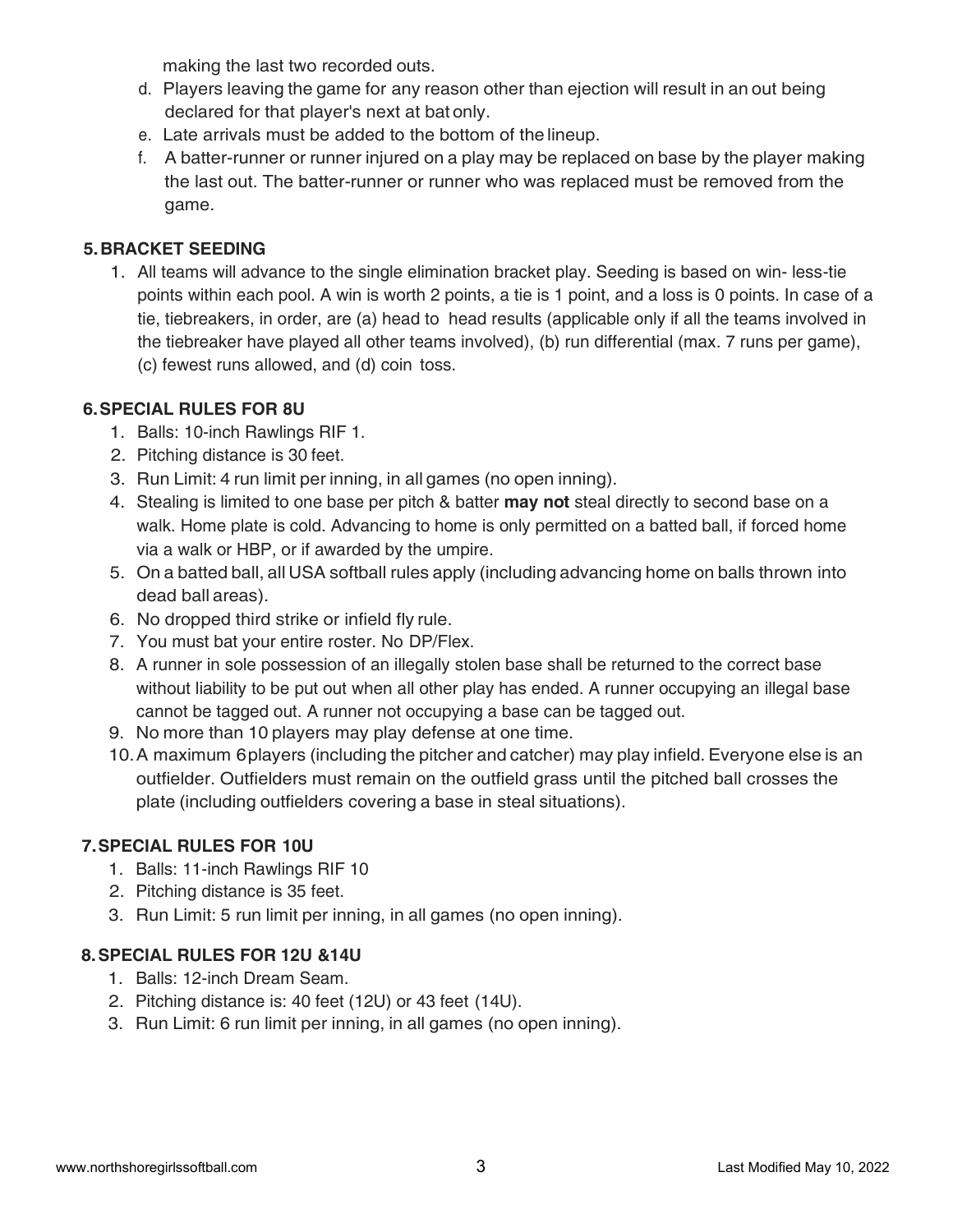making the last two recorded outs.

d. Players leaving the game for any reason other than ejection will result in an out being declared for that player's next at bat only.
e. Late arrivals must be added to the bottom of the lineup.
f. A batter-runner or runner injured on a play may be replaced on base by the player making the last out. The batter-runner or runner who was replaced must be removed from the game.

## 5. BRACKET SEEDING

1. All teams will advance to the single elimination bracket play. Seeding is based on win- less-tie points within each pool. A win is worth 2 points, a tie is 1 point, and a loss is 0 points. In case of a tie, tiebreakers, in order, are (a) head to head results (applicable only if all the teams involved in the tiebreaker have played all other teams involved), (b) run differential (max. 7 runs per game), (c) fewest runs allowed, and (d) coin toss.

## 6. SPECIAL RULES FOR 8U

1. Balls: 10-inch Rawlings RIF 1.
2. Pitching distance is 30 feet.
3. Run Limit: 4 run limit per inning, in all games (no open inning).
4. Stealing is limited to one base per pitch & batter **may not** steal directly to second base on a walk. Home plate is cold. Advancing to home is only permitted on a batted ball, if forced home via a walk or HBP, or if awarded by the umpire.
5. On a batted ball, all USA softball rules apply (including advancing home on balls thrown into dead ball areas).
6. No dropped third strike or infield fly rule.
7. You must bat your entire roster. No DP/Flex.
8. A runner in sole possession of an illegally stolen base shall be returned to the correct base without liability to be put out when all other play has ended. A runner occupying an illegal base cannot be tagged out. A runner not occupying a base can be tagged out.
9. No more than 10 players may play defense at one time.
10. A maximum 6 players (including the pitcher and catcher) may play infield. Everyone else is an outfielder. Outfielders must remain on the outfield grass until the pitched ball crosses the plate (including outfielders covering a base in steal situations).

## 7. SPECIAL RULES FOR 10U

1. Balls: 11-inch Rawlings RIF 10
2. Pitching distance is 35 feet.
3. Run Limit: 5 run limit per inning, in all games (no open inning).

## 8. SPECIAL RULES FOR 12U &14U

1. Balls: 12-inch Dream Seam.
2. Pitching distance is: 40 feet (12U) or 43 feet (14U).
3. Run Limit: 6 run limit per inning, in all games (no open inning).